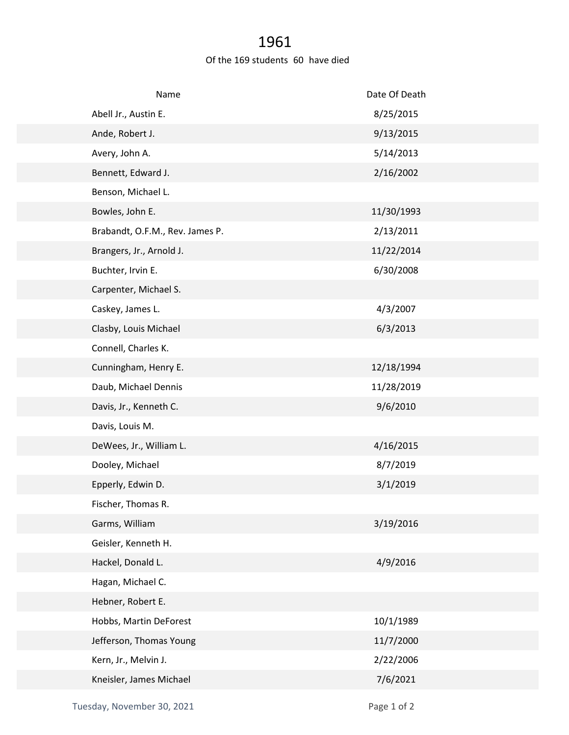# 1961

Of the 169 students 60 have died

| Name | Date Of Death |
|---|---|
| Abell Jr., Austin E. | 8/25/2015 |
| Ande, Robert J. | 9/13/2015 |
| Avery, John A. | 5/14/2013 |
| Bennett, Edward J. | 2/16/2002 |
| Benson, Michael L. | |
| Bowles, John E. | 11/30/1993 |
| Brabandt, O.F.M., Rev. James P. | 2/13/2011 |
| Brangers, Jr., Arnold J. | 11/22/2014 |
| Buchter, Irvin E. | 6/30/2008 |
| Carpenter, Michael S. | |
| Caskey, James L. | 4/3/2007 |
| Clasby, Louis Michael | 6/3/2013 |
| Connell, Charles K. | |
| Cunningham, Henry E. | 12/18/1994 |
| Daub, Michael Dennis | 11/28/2019 |
| Davis, Jr., Kenneth C. | 9/6/2010 |
| Davis, Louis M. | |
| DeWees, Jr., William L. | 4/16/2015 |
| Dooley, Michael | 8/7/2019 |
| Epperly, Edwin D. | 3/1/2019 |
| Fischer, Thomas R. | |
| Garms, William | 3/19/2016 |
| Geisler, Kenneth H. | |
| Hackel, Donald L. | 4/9/2016 |
| Hagan, Michael C. | |
| Hebner, Robert E. | |
| Hobbs, Martin DeForest | 10/1/1989 |
| Jefferson, Thomas Young | 11/7/2000 |
| Kern, Jr., Melvin J. | 2/22/2006 |
| Kneisler, James Michael | 7/6/2021 |

Tuesday, November 30, 2021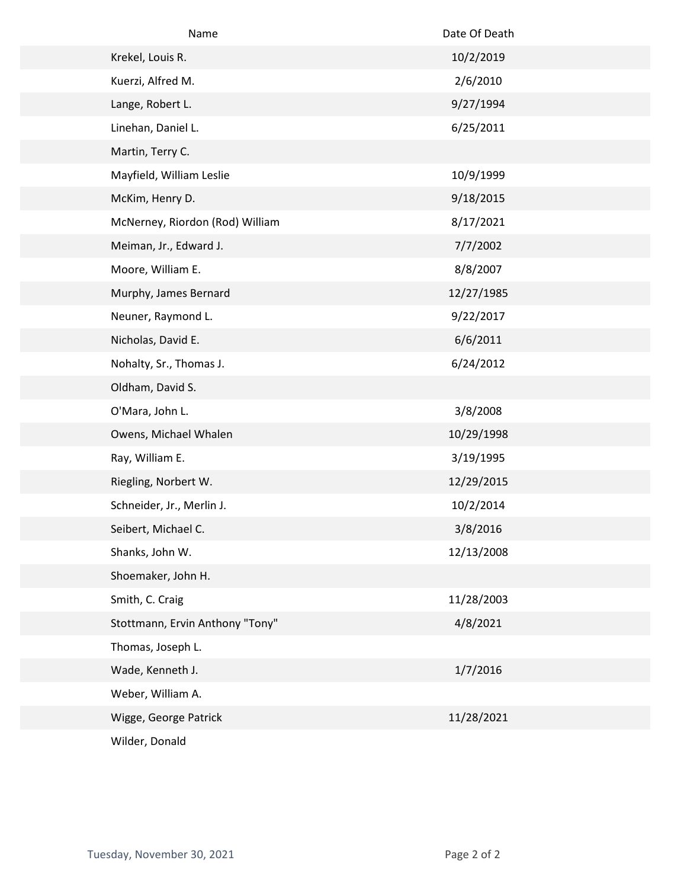| Name | Date Of Death |
| --- | --- |
| Krekel, Louis R. | 10/2/2019 |
| Kuerzi, Alfred M. | 2/6/2010 |
| Lange, Robert L. | 9/27/1994 |
| Linehan, Daniel L. | 6/25/2011 |
| Martin, Terry C. | |
| Mayfield, William Leslie | 10/9/1999 |
| McKim, Henry D. | 9/18/2015 |
| McNerney, Riordon (Rod) William | 8/17/2021 |
| Meiman, Jr., Edward J. | 7/7/2002 |
| Moore, William E. | 8/8/2007 |
| Murphy, James Bernard | 12/27/1985 |
| Neuner, Raymond L. | 9/22/2017 |
| Nicholas, David E. | 6/6/2011 |
| Nohalty, Sr., Thomas J. | 6/24/2012 |
| Oldham, David S. | |
| O'Mara, John L. | 3/8/2008 |
| Owens, Michael Whalen | 10/29/1998 |
| Ray, William E. | 3/19/1995 |
| Riegling, Norbert W. | 12/29/2015 |
| Schneider, Jr., Merlin J. | 10/2/2014 |
| Seibert, Michael C. | 3/8/2016 |
| Shanks, John W. | 12/13/2008 |
| Shoemaker, John H. | |
| Smith, C. Craig | 11/28/2003 |
| Stottmann, Ervin Anthony "Tony" | 4/8/2021 |
| Thomas, Joseph L. | |
| Wade, Kenneth J. | 1/7/2016 |
| Weber, William A. | |
| Wigge, George Patrick | 11/28/2021 |
| Wilder, Donald | |

Tuesday, November 30, 2021